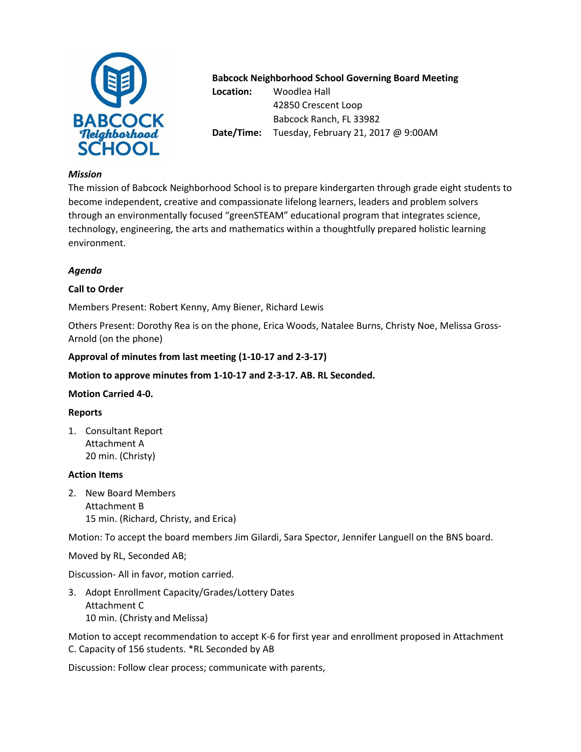**Babcock Neighborhood School Governing Board Meeting**

**Location:** Woodlea Hall
42850 Crescent Loop
Babcock Ranch, FL 33982

**Date/Time:** Tuesday, February 21, 2017 @ 9:00AM

***Mission***

The mission of Babcock Neighborhood School is to prepare kindergarten through grade eight students to become independent, creative and compassionate lifelong learners, leaders and problem solvers through an environmentally focused "greenSTEAM" educational program that integrates science, technology, engineering, the arts and mathematics within a thoughtfully prepared holistic learning environment.

***Agenda***

**Call to Order**

Members Present: Robert Kenny, Amy Biener, Richard Lewis

Others Present: Dorothy Rea is on the phone, Erica Woods, Natalee Burns, Christy Noe, Melissa Gross-Arnold (on the phone)

**Approval of minutes from last meeting (1-10-17 and 2-3-17)**

**Motion to approve minutes from 1-10-17 and 2-3-17. AB. RL Seconded.**

**Motion Carried 4-0.**

**Reports**

1. Consultant Report
   Attachment A
   20 min. (Christy)

**Action Items**

2. New Board Members
   Attachment B
   15 min. (Richard, Christy, and Erica)

Motion: To accept the board members Jim Gilardi, Sara Spector, Jennifer Languell on the BNS board.

Moved by RL, Seconded AB;

Discussion- All in favor, motion carried.

3. Adopt Enrollment Capacity/Grades/Lottery Dates
   Attachment C
   10 min. (Christy and Melissa)

Motion to accept recommendation to accept K-6 for first year and enrollment proposed in Attachment C. Capacity of 156 students. *RL Seconded by AB

Discussion: Follow clear process; communicate with parents,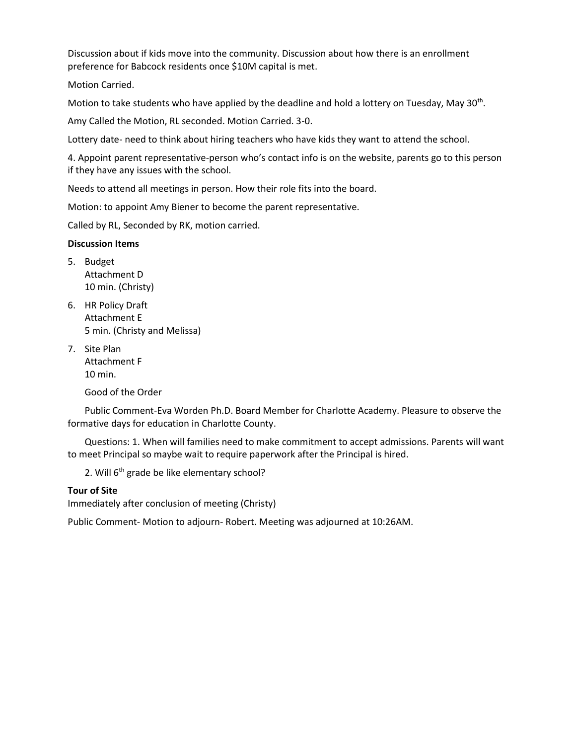Discussion about if kids move into the community. Discussion about how there is an enrollment preference for Babcock residents once $10M capital is met.

Motion Carried.

Motion to take students who have applied by the deadline and hold a lottery on Tuesday, May 30th.

Amy Called the Motion, RL seconded. Motion Carried. 3-0.

Lottery date- need to think about hiring teachers who have kids they want to attend the school.

4. Appoint parent representative-person who's contact info is on the website, parents go to this person if they have any issues with the school.

Needs to attend all meetings in person. How their role fits into the board.

Motion: to appoint Amy Biener to become the parent representative.

Called by RL, Seconded by RK, motion carried.

**Discussion Items**

5. Budget
   Attachment D
   10 min. (Christy)

6. HR Policy Draft
   Attachment E
   5 min. (Christy and Melissa)

7. Site Plan
   Attachment F
   10 min.

   Good of the Order

Public Comment-Eva Worden Ph.D. Board Member for Charlotte Academy. Pleasure to observe the formative days for education in Charlotte County.

Questions: 1. When will families need to make commitment to accept admissions. Parents will want to meet Principal so maybe wait to require paperwork after the Principal is hired.

2. Will 6th grade be like elementary school?

**Tour of Site**
Immediately after conclusion of meeting (Christy)

Public Comment- Motion to adjourn- Robert. Meeting was adjourned at 10:26AM.